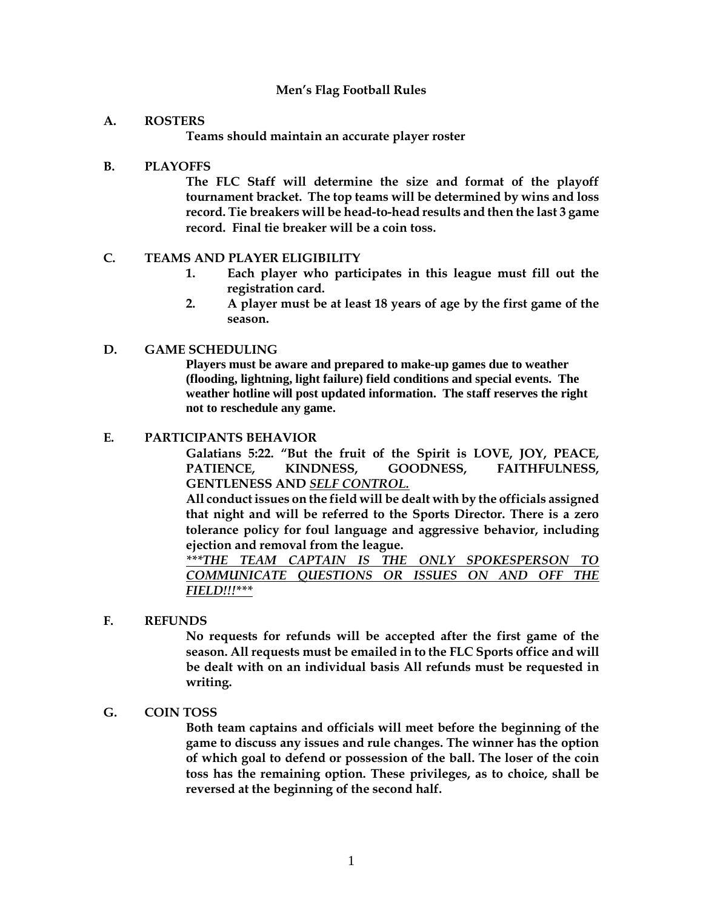# Men's Flag Football Rules

## A. ROSTERS

**Teams should maintain an accurate player roster**

## B. PLAYOFFS

**The FLC Staff will determine the size and format of the playoff tournament bracket. The top teams will be determined by wins and loss record. Tie breakers will be head-to-head results and then the last 3 game record. Final tie breaker will be a coin toss.**

## C. TEAMS AND PLAYER ELIGIBILITY

1. **Each player who participates in this league must fill out the registration card.**
2. **A player must be at least 18 years of age by the first game of the season.**

## D. GAME SCHEDULING

**Players must be aware and prepared to make-up games due to weather (flooding, lightning, light failure) field conditions and special events. The weather hotline will post updated information. The staff reserves the right not to reschedule any game.**

## E. PARTICIPANTS BEHAVIOR

**Galatians 5:22. "But the fruit of the Spirit is LOVE, JOY, PEACE, PATIENCE, KINDNESS, GOODNESS, FAITHFULNESS, GENTLENESS AND *<u>SELF CONTROL.</u>***

**All conduct issues on the field will be dealt with by the officials assigned that night and will be referred to the Sports Director. There is a zero tolerance policy for foul language and aggressive behavior, including ejection and removal from the league.**

***<u>***THE TEAM CAPTAIN IS THE ONLY SPOKESPERSON TO COMMUNICATE QUESTIONS OR ISSUES ON AND OFF THE FIELD!!!***</u>***

## F. REFUNDS

**No requests for refunds will be accepted after the first game of the season. All requests must be emailed in to the FLC Sports office and will be dealt with on an individual basis All refunds must be requested in writing.**

## G. COIN TOSS

**Both team captains and officials will meet before the beginning of the game to discuss any issues and rule changes. The winner has the option of which goal to defend or possession of the ball. The loser of the coin toss has the remaining option. These privileges, as to choice, shall be reversed at the beginning of the second half.**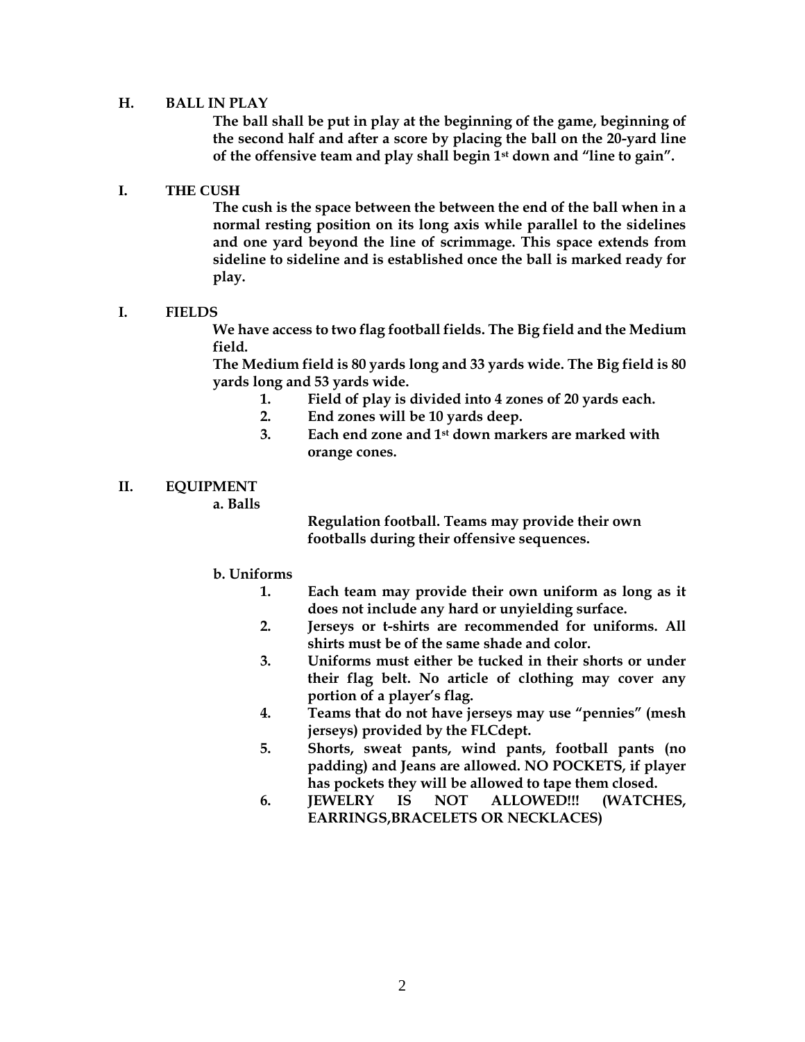## H. BALL IN PLAY

**The ball shall be put in play at the beginning of the game, beginning of the second half and after a score by placing the ball on the 20-yard line of the offensive team and play shall begin 1st down and "line to gain".**

## I. THE CUSH

**The cush is the space between the between the end of the ball when in a normal resting position on its long axis while parallel to the sidelines and one yard beyond the line of scrimmage. This space extends from sideline to sideline and is established once the ball is marked ready for play.**

## I. FIELDS

**We have access to two flag football fields. The Big field and the Medium field.**

**The Medium field is 80 yards long and 33 yards wide. The Big field is 80 yards long and 53 yards wide.**

1. **Field of play is divided into 4 zones of 20 yards each.**
2. **End zones will be 10 yards deep.**
3. **Each end zone and 1st down markers are marked with orange cones.**

# II. EQUIPMENT

### a. Balls

**Regulation football. Teams may provide their own footballs during their offensive sequences.**

### b. Uniforms

1. **Each team may provide their own uniform as long as it does not include any hard or unyielding surface.**
2. **Jerseys or t-shirts are recommended for uniforms. All shirts must be of the same shade and color.**
3. **Uniforms must either be tucked in their shorts or under their flag belt. No article of clothing may cover any portion of a player's flag.**
4. **Teams that do not have jerseys may use "pennies" (mesh jerseys) provided by the FLCdept.**
5. **Shorts, sweat pants, wind pants, football pants (no padding) and Jeans are allowed. NO POCKETS, if player has pockets they will be allowed to tape them closed.**
6. **JEWELRY IS NOT ALLOWED!!! (WATCHES, EARRINGS,BRACELETS OR NECKLACES)**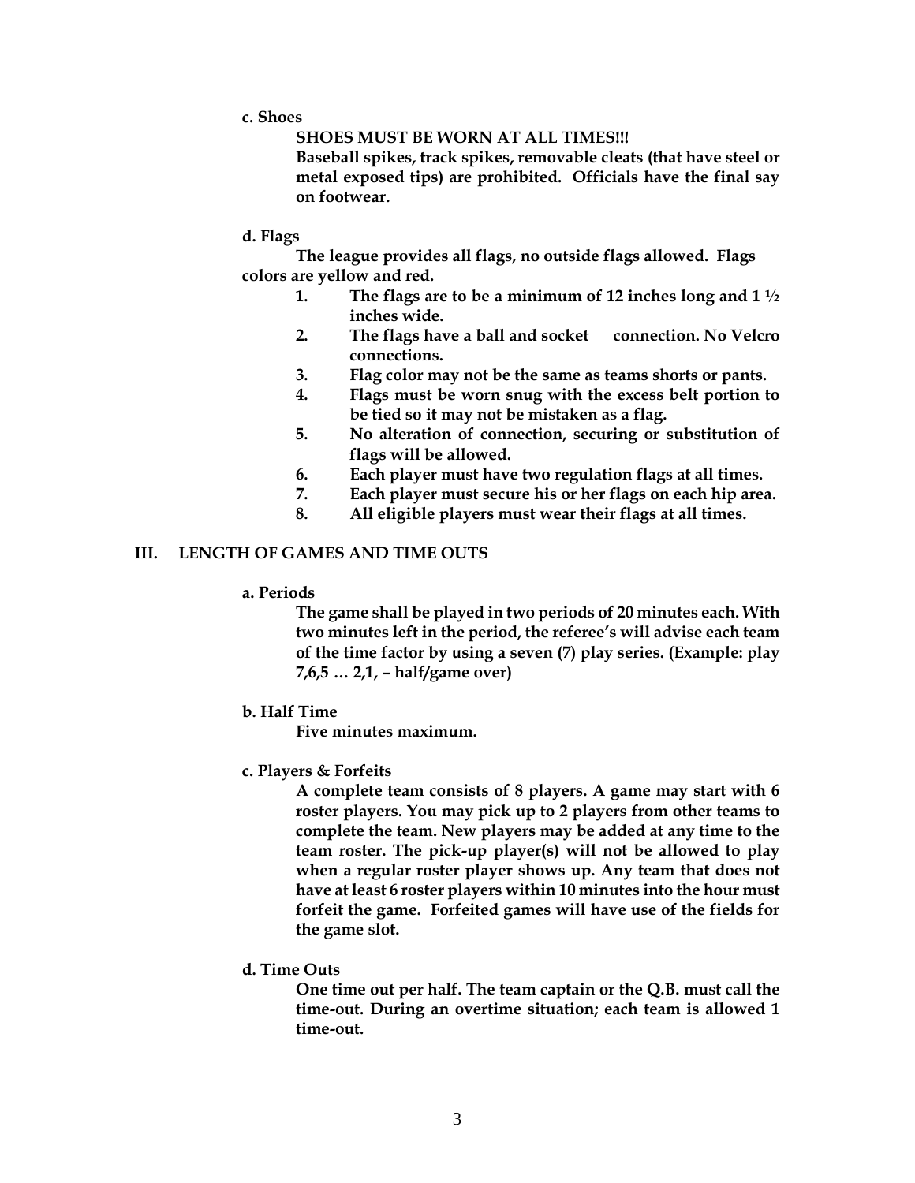**c. Shoes**

**SHOES MUST BE WORN AT ALL TIMES!!!**

**Baseball spikes, track spikes, removable cleats (that have steel or metal exposed tips) are prohibited. Officials have the final say on footwear.**

**d. Flags**

**The league provides all flags, no outside flags allowed. Flags colors are yellow and red.**

1. **The flags are to be a minimum of 12 inches long and 1 ½ inches wide.**
2. **The flags have a ball and socket connection. No Velcro connections.**
3. **Flag color may not be the same as teams shorts or pants.**
4. **Flags must be worn snug with the excess belt portion to be tied so it may not be mistaken as a flag.**
5. **No alteration of connection, securing or substitution of flags will be allowed.**
6. **Each player must have two regulation flags at all times.**
7. **Each player must secure his or her flags on each hip area.**
8. **All eligible players must wear their flags at all times.**

## III. LENGTH OF GAMES AND TIME OUTS

**a. Periods**

**The game shall be played in two periods of 20 minutes each. With two minutes left in the period, the referee's will advise each team of the time factor by using a seven (7) play series. (Example: play 7,6,5 … 2,1, – half/game over)**

**b. Half Time**

**Five minutes maximum.**

**c. Players & Forfeits**

**A complete team consists of 8 players. A game may start with 6 roster players. You may pick up to 2 players from other teams to complete the team. New players may be added at any time to the team roster. The pick-up player(s) will not be allowed to play when a regular roster player shows up. Any team that does not have at least 6 roster players within 10 minutes into the hour must forfeit the game. Forfeited games will have use of the fields for the game slot.**

**d. Time Outs**

**One time out per half. The team captain or the Q.B. must call the time-out. During an overtime situation; each team is allowed 1 time-out.**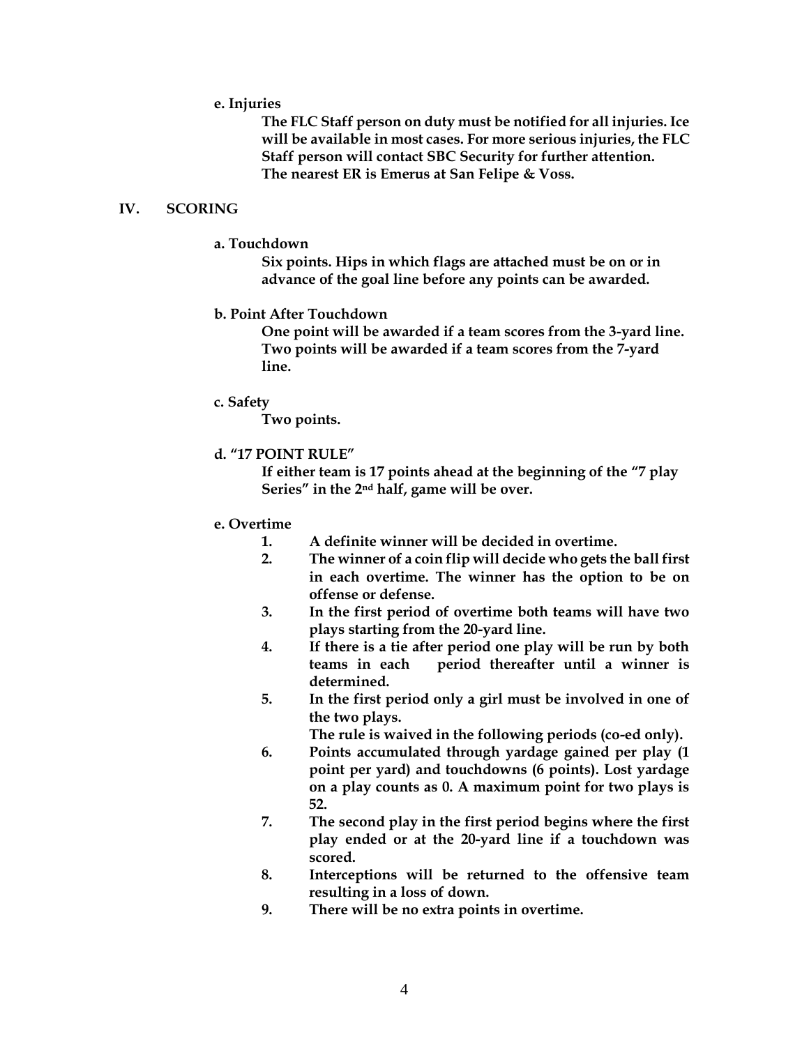**e. Injuries**

**The FLC Staff person on duty must be notified for all injuries. Ice will be available in most cases. For more serious injuries, the FLC Staff person will contact SBC Security for further attention. The nearest ER is Emerus at San Felipe & Voss.**

## IV. SCORING

**a. Touchdown**

**Six points. Hips in which flags are attached must be on or in advance of the goal line before any points can be awarded.**

**b. Point After Touchdown**

**One point will be awarded if a team scores from the 3-yard line. Two points will be awarded if a team scores from the 7-yard line.**

**c. Safety**

**Two points.**

**d. "17 POINT RULE"**

**If either team is 17 points ahead at the beginning of the "7 play Series" in the 2nd half, game will be over.**

**e. Overtime**

1. **A definite winner will be decided in overtime.**
2. **The winner of a coin flip will decide who gets the ball first in each overtime. The winner has the option to be on offense or defense.**
3. **In the first period of overtime both teams will have two plays starting from the 20-yard line.**
4. **If there is a tie after period one play will be run by both teams in each period thereafter until a winner is determined.**
5. **In the first period only a girl must be involved in one of the two plays.**
   **The rule is waived in the following periods (co-ed only).**
6. **Points accumulated through yardage gained per play (1 point per yard) and touchdowns (6 points). Lost yardage on a play counts as 0. A maximum point for two plays is 52.**
7. **The second play in the first period begins where the first play ended or at the 20-yard line if a touchdown was scored.**
8. **Interceptions will be returned to the offensive team resulting in a loss of down.**
9. **There will be no extra points in overtime.**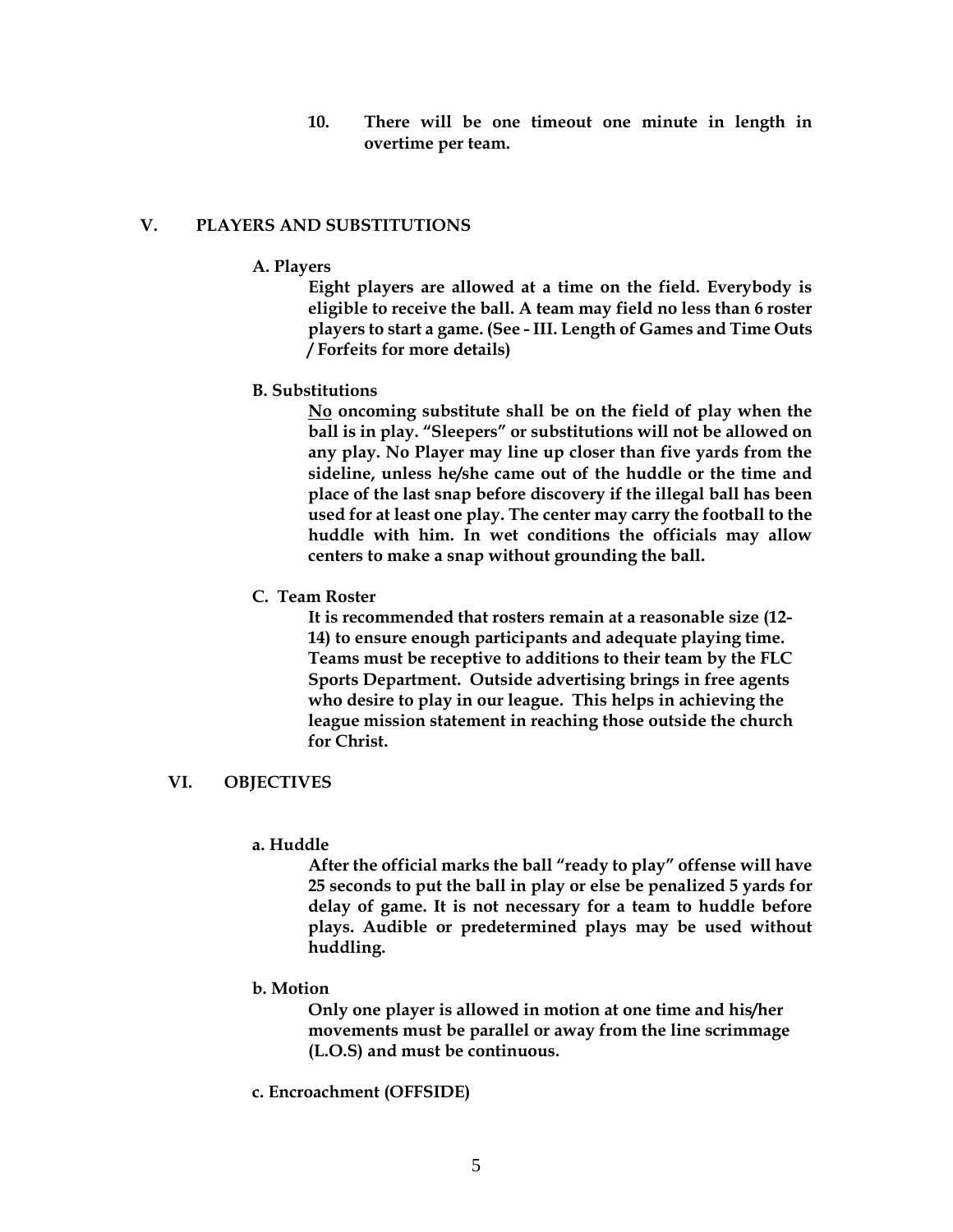10. **There will be one timeout one minute in length in overtime per team.**

## V. PLAYERS AND SUBSTITUTIONS

### A. Players

**Eight players are allowed at a time on the field. Everybody is eligible to receive the ball. A team may field no less than 6 roster players to start a game. (See - III. Length of Games and Time Outs / Forfeits for more details)**

### B. Substitutions

**No oncoming substitute shall be on the field of play when the ball is in play. "Sleepers" or substitutions will not be allowed on any play. No Player may line up closer than five yards from the sideline, unless he/she came out of the huddle or the time and place of the last snap before discovery if the illegal ball has been used for at least one play. The center may carry the football to the huddle with him. In wet conditions the officials may allow centers to make a snap without grounding the ball.**

### C. Team Roster

**It is recommended that rosters remain at a reasonable size (12-14) to ensure enough participants and adequate playing time. Teams must be receptive to additions to their team by the FLC Sports Department. Outside advertising brings in free agents who desire to play in our league. This helps in achieving the league mission statement in reaching those outside the church for Christ.**

## VI. OBJECTIVES

### a. Huddle

**After the official marks the ball "ready to play" offense will have 25 seconds to put the ball in play or else be penalized 5 yards for delay of game. It is not necessary for a team to huddle before plays. Audible or predetermined plays may be used without huddling.**

### b. Motion

**Only one player is allowed in motion at one time and his/her movements must be parallel or away from the line scrimmage (L.O.S) and must be continuous.**

### c. Encroachment (OFFSIDE)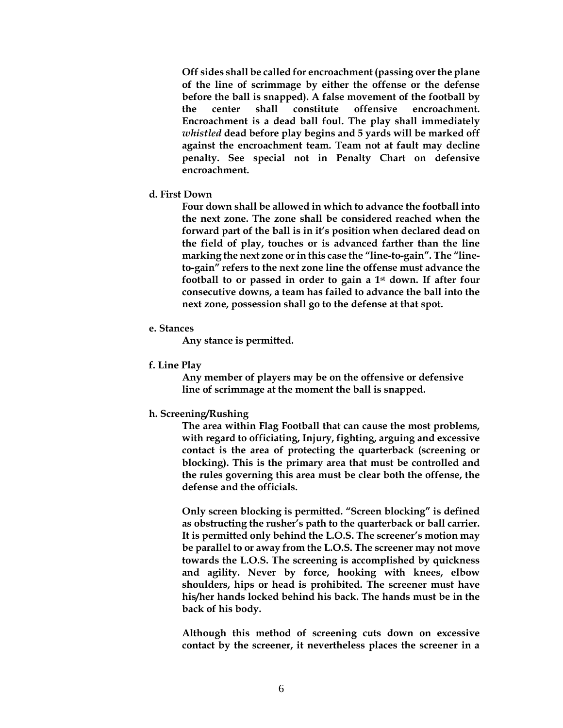**Off sides shall be called for encroachment (passing over the plane of the line of scrimmage by either the offense or the defense before the ball is snapped). A false movement of the football by the center shall constitute offensive encroachment. Encroachment is a dead ball foul. The play shall immediately *whistled* dead before play begins and 5 yards will be marked off against the encroachment team. Team not at fault may decline penalty. See special not in Penalty Chart on defensive encroachment.**

**d. First Down**

**Four down shall be allowed in which to advance the football into the next zone. The zone shall be considered reached when the forward part of the ball is in it's position when declared dead on the field of play, touches or is advanced farther than the line marking the next zone or in this case the "line-to-gain". The "line-to-gain" refers to the next zone line the offense must advance the football to or passed in order to gain a 1st down. If after four consecutive downs, a team has failed to advance the ball into the next zone, possession shall go to the defense at that spot.**

**e. Stances**

**Any stance is permitted.**

**f. Line Play**

**Any member of players may be on the offensive or defensive line of scrimmage at the moment the ball is snapped.**

**h. Screening/Rushing**

**The area within Flag Football that can cause the most problems, with regard to officiating, Injury, fighting, arguing and excessive contact is the area of protecting the quarterback (screening or blocking). This is the primary area that must be controlled and the rules governing this area must be clear both the offense, the defense and the officials.**

**Only screen blocking is permitted. "Screen blocking" is defined as obstructing the rusher's path to the quarterback or ball carrier. It is permitted only behind the L.O.S. The screener's motion may be parallel to or away from the L.O.S. The screener may not move towards the L.O.S. The screening is accomplished by quickness and agility. Never by force, hooking with knees, elbow shoulders, hips or head is prohibited. The screener must have his/her hands locked behind his back. The hands must be in the back of his body.**

**Although this method of screening cuts down on excessive contact by the screener, it nevertheless places the screener in a**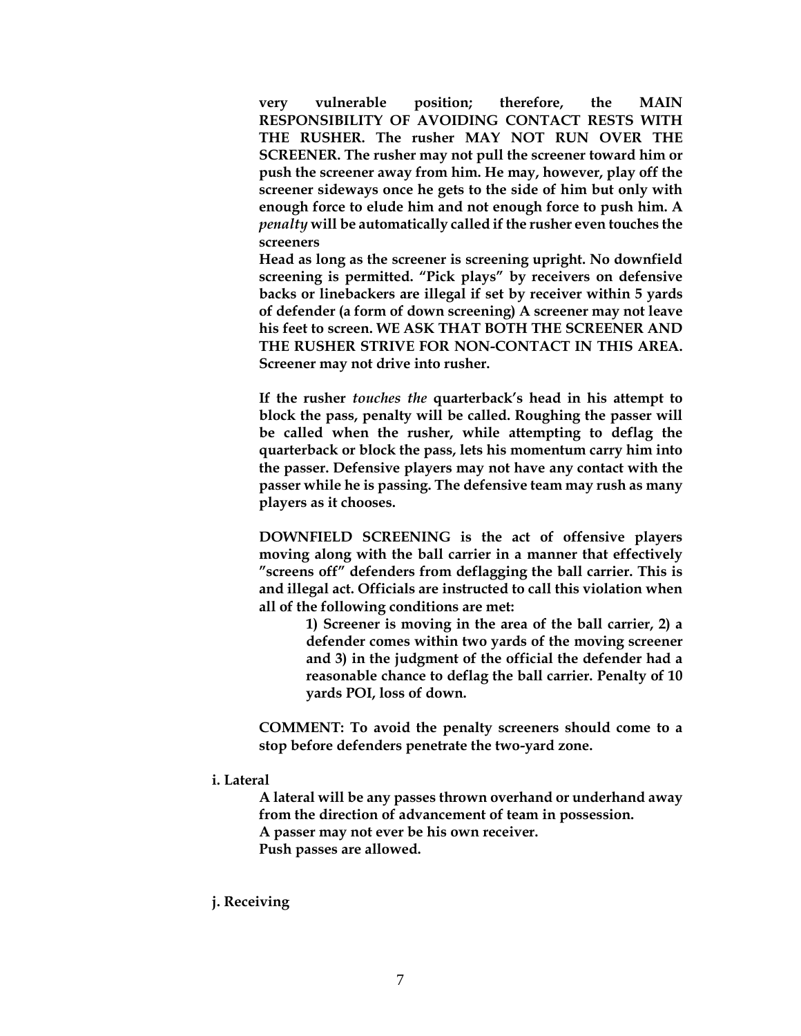**very vulnerable position; therefore, the MAIN RESPONSIBILITY OF AVOIDING CONTACT RESTS WITH THE RUSHER. The rusher MAY NOT RUN OVER THE SCREENER. The rusher may not pull the screener toward him or push the screener away from him. He may, however, play off the screener sideways once he gets to the side of him but only with enough force to elude him and not enough force to push him. A *penalty* will be automatically called if the rusher even touches the screeners**

**Head as long as the screener is screening upright. No downfield screening is permitted. "Pick plays" by receivers on defensive backs or linebackers are illegal if set by receiver within 5 yards of defender (a form of down screening) A screener may not leave his feet to screen. WE ASK THAT BOTH THE SCREENER AND THE RUSHER STRIVE FOR NON-CONTACT IN THIS AREA. Screener may not drive into rusher.**

**If the rusher *touches the* quarterback's head in his attempt to block the pass, penalty will be called. Roughing the passer will be called when the rusher, while attempting to deflag the quarterback or block the pass, lets his momentum carry him into the passer. Defensive players may not have any contact with the passer while he is passing. The defensive team may rush as many players as it chooses.**

**DOWNFIELD SCREENING is the act of offensive players moving along with the ball carrier in a manner that effectively "screens off" defenders from deflagging the ball carrier. This is and illegal act. Officials are instructed to call this violation when all of the following conditions are met:**

**1) Screener is moving in the area of the ball carrier, 2) a defender comes within two yards of the moving screener and 3) in the judgment of the official the defender had a reasonable chance to deflag the ball carrier. Penalty of 10 yards POI, loss of down.**

**COMMENT: To avoid the penalty screeners should come to a stop before defenders penetrate the two-yard zone.**

**i. Lateral**

**A lateral will be any passes thrown overhand or underhand away from the direction of advancement of team in possession.**
**A passer may not ever be his own receiver.**
**Push passes are allowed.**

**j. Receiving**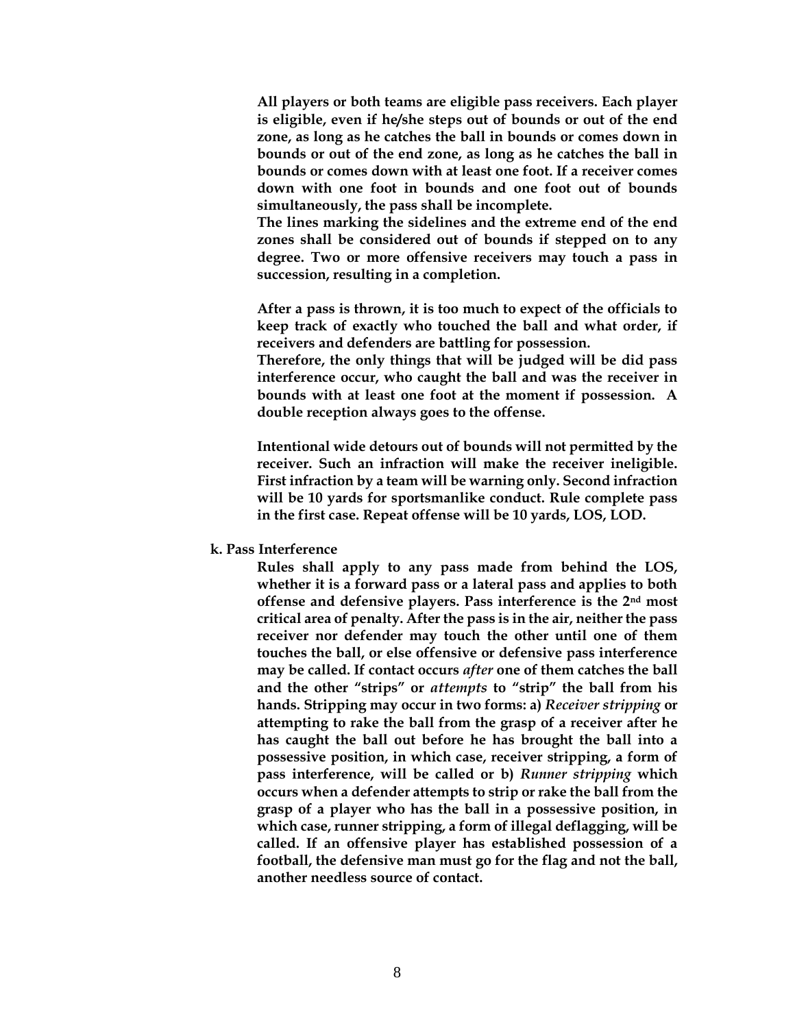**All players or both teams are eligible pass receivers. Each player is eligible, even if he/she steps out of bounds or out of the end zone, as long as he catches the ball in bounds or comes down in bounds or out of the end zone, as long as he catches the ball in bounds or comes down with at least one foot. If a receiver comes down with one foot in bounds and one foot out of bounds simultaneously, the pass shall be incomplete.**

**The lines marking the sidelines and the extreme end of the end zones shall be considered out of bounds if stepped on to any degree. Two or more offensive receivers may touch a pass in succession, resulting in a completion.**

**After a pass is thrown, it is too much to expect of the officials to keep track of exactly who touched the ball and what order, if receivers and defenders are battling for possession.**

**Therefore, the only things that will be judged will be did pass interference occur, who caught the ball and was the receiver in bounds with at least one foot at the moment if possession. A double reception always goes to the offense.**

**Intentional wide detours out of bounds will not permitted by the receiver. Such an infraction will make the receiver ineligible. First infraction by a team will be warning only. Second infraction will be 10 yards for sportsmanlike conduct. Rule complete pass in the first case. Repeat offense will be 10 yards, LOS, LOD.**

**k. Pass Interference**

**Rules shall apply to any pass made from behind the LOS, whether it is a forward pass or a lateral pass and applies to both offense and defensive players. Pass interference is the 2nd most critical area of penalty. After the pass is in the air, neither the pass receiver nor defender may touch the other until one of them touches the ball, or else offensive or defensive pass interference may be called. If contact occurs *after* one of them catches the ball and the other "strips" or *attempts* to "strip" the ball from his hands. Stripping may occur in two forms: a) *Receiver stripping* or attempting to rake the ball from the grasp of a receiver after he has caught the ball out before he has brought the ball into a possessive position, in which case, receiver stripping, a form of pass interference, will be called or b) *Runner stripping* which occurs when a defender attempts to strip or rake the ball from the grasp of a player who has the ball in a possessive position, in which case, runner stripping, a form of illegal deflagging, will be called. If an offensive player has established possession of a football, the defensive man must go for the flag and not the ball, another needless source of contact.**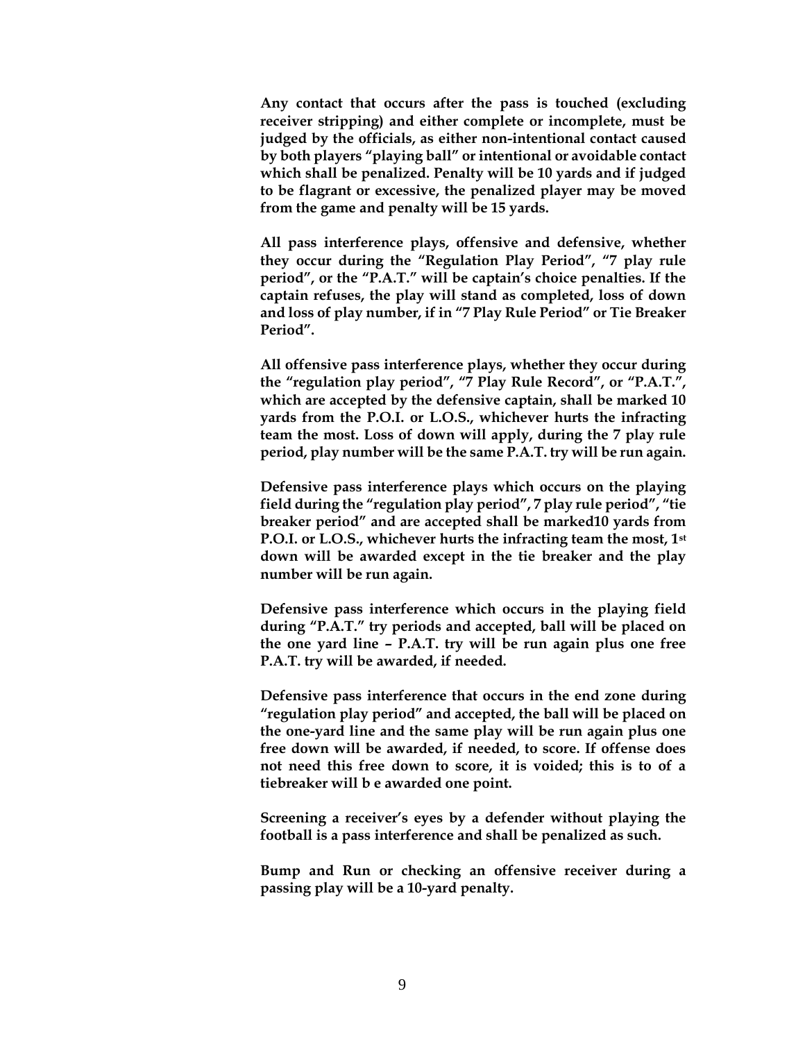**Any contact that occurs after the pass is touched (excluding receiver stripping) and either complete or incomplete, must be judged by the officials, as either non-intentional contact caused by both players "playing ball" or intentional or avoidable contact which shall be penalized. Penalty will be 10 yards and if judged to be flagrant or excessive, the penalized player may be moved from the game and penalty will be 15 yards.**

**All pass interference plays, offensive and defensive, whether they occur during the "Regulation Play Period", "7 play rule period", or the "P.A.T." will be captain's choice penalties. If the captain refuses, the play will stand as completed, loss of down and loss of play number, if in "7 Play Rule Period" or Tie Breaker Period".**

**All offensive pass interference plays, whether they occur during the "regulation play period", "7 Play Rule Record", or "P.A.T.", which are accepted by the defensive captain, shall be marked 10 yards from the P.O.I. or L.O.S., whichever hurts the infracting team the most. Loss of down will apply, during the 7 play rule period, play number will be the same P.A.T. try will be run again.**

**Defensive pass interference plays which occurs on the playing field during the "regulation play period", 7 play rule period", "tie breaker period" and are accepted shall be marked10 yards from P.O.I. or L.O.S., whichever hurts the infracting team the most, 1st down will be awarded except in the tie breaker and the play number will be run again.**

**Defensive pass interference which occurs in the playing field during "P.A.T." try periods and accepted, ball will be placed on the one yard line – P.A.T. try will be run again plus one free P.A.T. try will be awarded, if needed.**

**Defensive pass interference that occurs in the end zone during "regulation play period" and accepted, the ball will be placed on the one-yard line and the same play will be run again plus one free down will be awarded, if needed, to score. If offense does not need this free down to score, it is voided; this is to of a tiebreaker will b e awarded one point.**

**Screening a receiver's eyes by a defender without playing the football is a pass interference and shall be penalized as such.**

**Bump and Run or checking an offensive receiver during a passing play will be a 10-yard penalty.**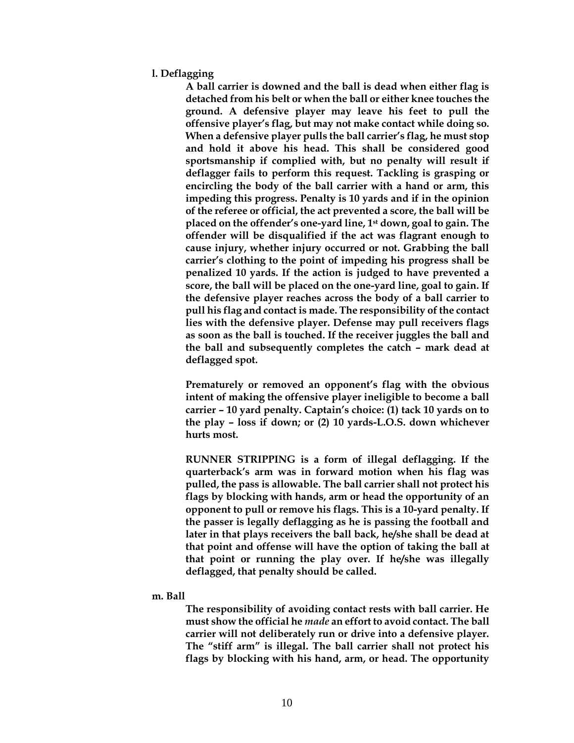**l. Deflagging**

**A ball carrier is downed and the ball is dead when either flag is detached from his belt or when the ball or either knee touches the ground. A defensive player may leave his feet to pull the offensive player's flag, but may not make contact while doing so. When a defensive player pulls the ball carrier's flag, he must stop and hold it above his head. This shall be considered good sportsmanship if complied with, but no penalty will result if deflagger fails to perform this request. Tackling is grasping or encircling the body of the ball carrier with a hand or arm, this impeding this progress. Penalty is 10 yards and if in the opinion of the referee or official, the act prevented a score, the ball will be placed on the offender's one-yard line, 1st down, goal to gain. The offender will be disqualified if the act was flagrant enough to cause injury, whether injury occurred or not. Grabbing the ball carrier's clothing to the point of impeding his progress shall be penalized 10 yards. If the action is judged to have prevented a score, the ball will be placed on the one-yard line, goal to gain. If the defensive player reaches across the body of a ball carrier to pull his flag and contact is made. The responsibility of the contact lies with the defensive player. Defense may pull receivers flags as soon as the ball is touched. If the receiver juggles the ball and the ball and subsequently completes the catch – mark dead at deflagged spot.**

**Prematurely or removed an opponent's flag with the obvious intent of making the offensive player ineligible to become a ball carrier – 10 yard penalty. Captain's choice: (1) tack 10 yards on to the play – loss if down; or (2) 10 yards-L.O.S. down whichever hurts most.**

**RUNNER STRIPPING is a form of illegal deflagging. If the quarterback's arm was in forward motion when his flag was pulled, the pass is allowable. The ball carrier shall not protect his flags by blocking with hands, arm or head the opportunity of an opponent to pull or remove his flags. This is a 10-yard penalty. If the passer is legally deflagging as he is passing the football and later in that plays receivers the ball back, he/she shall be dead at that point and offense will have the option of taking the ball at that point or running the play over. If he/she was illegally deflagged, that penalty should be called.**

**m. Ball**

**The responsibility of avoiding contact rests with ball carrier. He must show the official he *made* an effort to avoid contact. The ball carrier will not deliberately run or drive into a defensive player. The "stiff arm" is illegal. The ball carrier shall not protect his flags by blocking with his hand, arm, or head. The opportunity**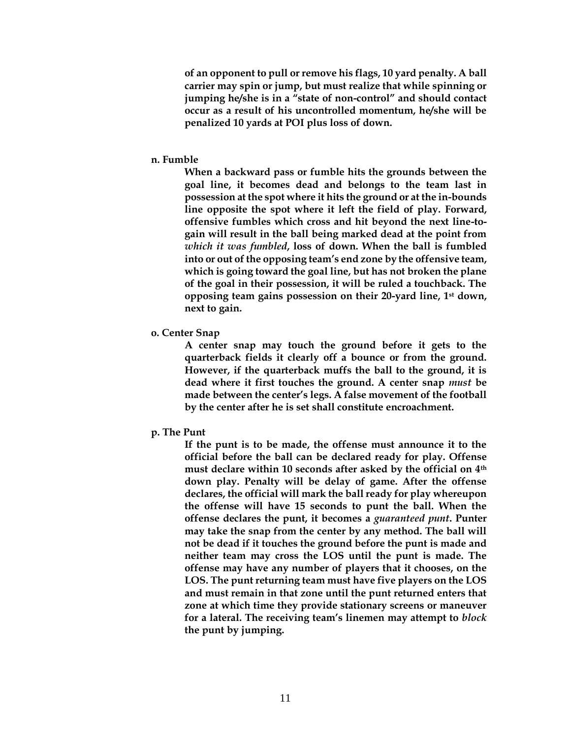**of an opponent to pull or remove his flags, 10 yard penalty. A ball carrier may spin or jump, but must realize that while spinning or jumping he/she is in a "state of non-control" and should contact occur as a result of his uncontrolled momentum, he/she will be penalized 10 yards at POI plus loss of down.**

**n. Fumble**

**When a backward pass or fumble hits the grounds between the goal line, it becomes dead and belongs to the team last in possession at the spot where it hits the ground or at the in-bounds line opposite the spot where it left the field of play. Forward, offensive fumbles which cross and hit beyond the next line-to-gain will result in the ball being marked dead at the point from *which it was fumbled*, loss of down. When the ball is fumbled into or out of the opposing team's end zone by the offensive team, which is going toward the goal line, but has not broken the plane of the goal in their possession, it will be ruled a touchback. The opposing team gains possession on their 20-yard line, 1st down, next to gain.**

**o. Center Snap**

**A center snap may touch the ground before it gets to the quarterback fields it clearly off a bounce or from the ground. However, if the quarterback muffs the ball to the ground, it is dead where it first touches the ground. A center snap *must* be made between the center's legs. A false movement of the football by the center after he is set shall constitute encroachment.**

**p. The Punt**

**If the punt is to be made, the offense must announce it to the official before the ball can be declared ready for play. Offense must declare within 10 seconds after asked by the official on 4th down play. Penalty will be delay of game. After the offense declares, the official will mark the ball ready for play whereupon the offense will have 15 seconds to punt the ball. When the offense declares the punt, it becomes a *guaranteed punt*. Punter may take the snap from the center by any method. The ball will not be dead if it touches the ground before the punt is made and neither team may cross the LOS until the punt is made. The offense may have any number of players that it chooses, on the LOS. The punt returning team must have five players on the LOS and must remain in that zone until the punt returned enters that zone at which time they provide stationary screens or maneuver for a lateral. The receiving team's linemen may attempt to *block* the punt by jumping.**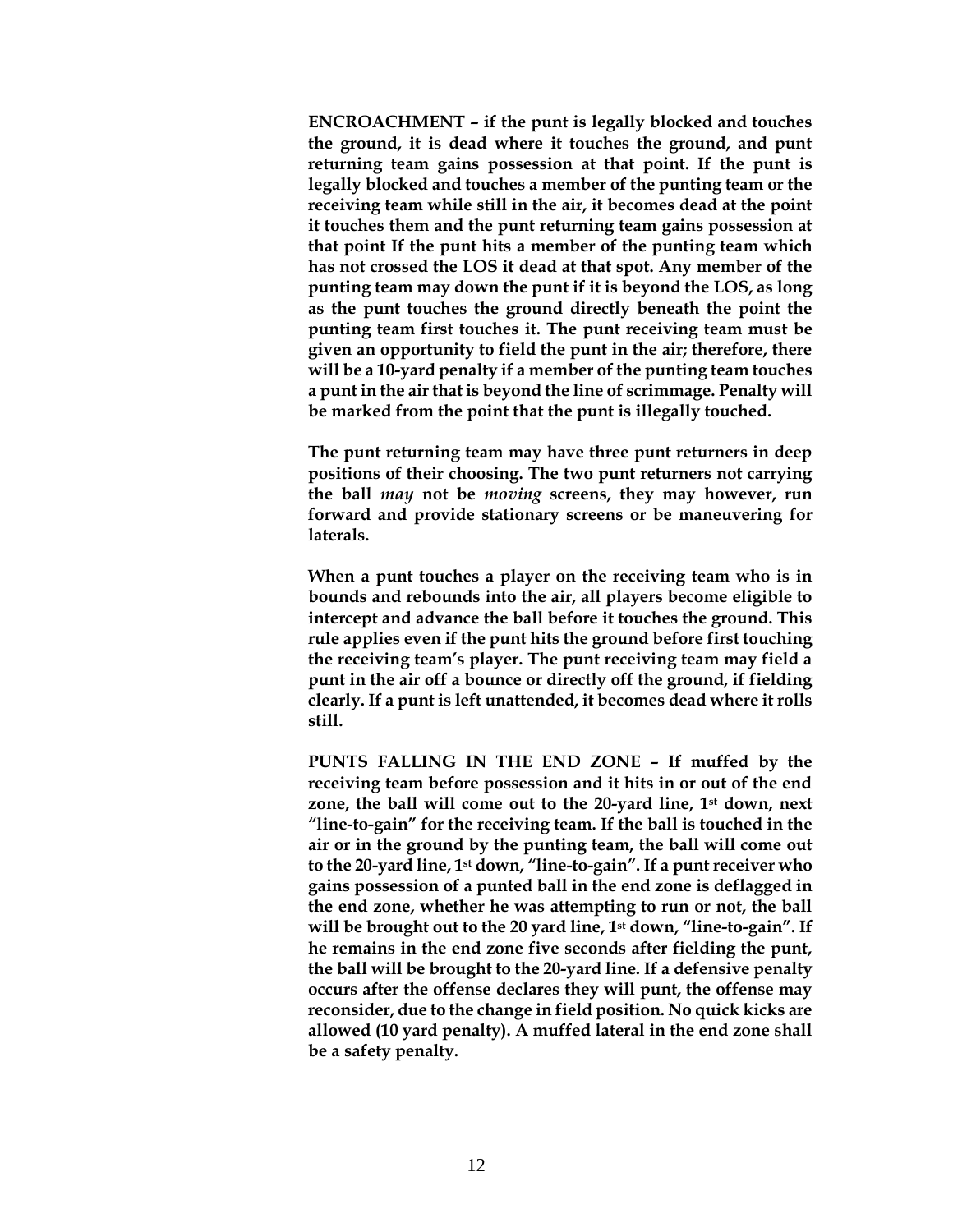**ENCROACHMENT – if the punt is legally blocked and touches the ground, it is dead where it touches the ground, and punt returning team gains possession at that point. If the punt is legally blocked and touches a member of the punting team or the receiving team while still in the air, it becomes dead at the point it touches them and the punt returning team gains possession at that point If the punt hits a member of the punting team which has not crossed the LOS it dead at that spot. Any member of the punting team may down the punt if it is beyond the LOS, as long as the punt touches the ground directly beneath the point the punting team first touches it. The punt receiving team must be given an opportunity to field the punt in the air; therefore, there will be a 10-yard penalty if a member of the punting team touches a punt in the air that is beyond the line of scrimmage. Penalty will be marked from the point that the punt is illegally touched.**

**The punt returning team may have three punt returners in deep positions of their choosing. The two punt returners not carrying the ball *may* not be *moving* screens, they may however, run forward and provide stationary screens or be maneuvering for laterals.**

**When a punt touches a player on the receiving team who is in bounds and rebounds into the air, all players become eligible to intercept and advance the ball before it touches the ground. This rule applies even if the punt hits the ground before first touching the receiving team's player. The punt receiving team may field a punt in the air off a bounce or directly off the ground, if fielding clearly. If a punt is left unattended, it becomes dead where it rolls still.**

**PUNTS FALLING IN THE END ZONE – If muffed by the receiving team before possession and it hits in or out of the end zone, the ball will come out to the 20-yard line, 1st down, next "line-to-gain" for the receiving team. If the ball is touched in the air or in the ground by the punting team, the ball will come out to the 20-yard line, 1st down, "line-to-gain". If a punt receiver who gains possession of a punted ball in the end zone is deflagged in the end zone, whether he was attempting to run or not, the ball will be brought out to the 20 yard line, 1st down, "line-to-gain". If he remains in the end zone five seconds after fielding the punt, the ball will be brought to the 20-yard line. If a defensive penalty occurs after the offense declares they will punt, the offense may reconsider, due to the change in field position. No quick kicks are allowed (10 yard penalty). A muffed lateral in the end zone shall be a safety penalty.**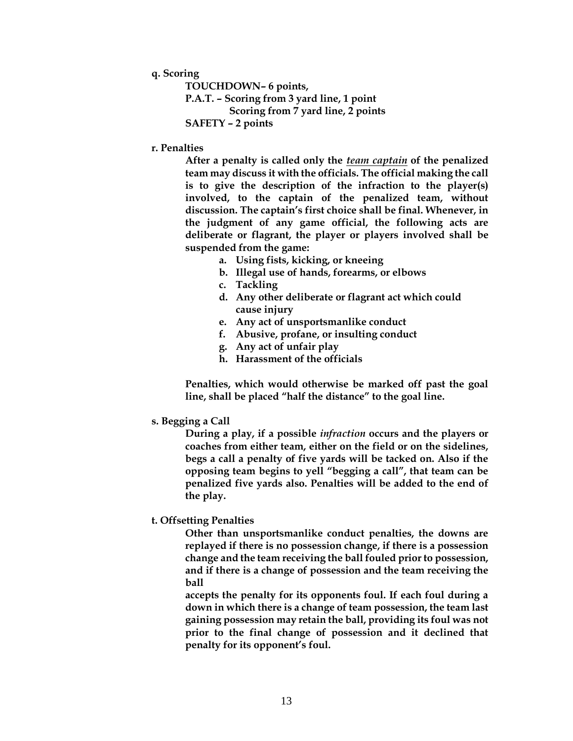**q. Scoring**

**TOUCHDOWN– 6 points,**
**P.A.T. – Scoring from 3 yard line, 1 point**
**Scoring from 7 yard line, 2 points**
**SAFETY – 2 points**

**r. Penalties**

**After a penalty is called only the *team captain* of the penalized team may discuss it with the officials. The official making the call is to give the description of the infraction to the player(s) involved, to the captain of the penalized team, without discussion. The captain's first choice shall be final. Whenever, in the judgment of any game official, the following acts are deliberate or flagrant, the player or players involved shall be suspended from the game:**

a. **Using fists, kicking, or kneeing**
b. **Illegal use of hands, forearms, or elbows**
c. **Tackling**
d. **Any other deliberate or flagrant act which could cause injury**
e. **Any act of unsportsmanlike conduct**
f. **Abusive, profane, or insulting conduct**
g. **Any act of unfair play**
h. **Harassment of the officials**

**Penalties, which would otherwise be marked off past the goal line, shall be placed "half the distance" to the goal line.**

**s. Begging a Call**

**During a play, if a possible *infraction* occurs and the players or coaches from either team, either on the field or on the sidelines, begs a call a penalty of five yards will be tacked on. Also if the opposing team begins to yell "begging a call", that team can be penalized five yards also. Penalties will be added to the end of the play.**

**t. Offsetting Penalties**

**Other than unsportsmanlike conduct penalties, the downs are replayed if there is no possession change, if there is a possession change and the team receiving the ball fouled prior to possession, and if there is a change of possession and the team receiving the ball accepts the penalty for its opponents foul. If each foul during a down in which there is a change of team possession, the team last gaining possession may retain the ball, providing its foul was not prior to the final change of possession and it declined that penalty for its opponent's foul.**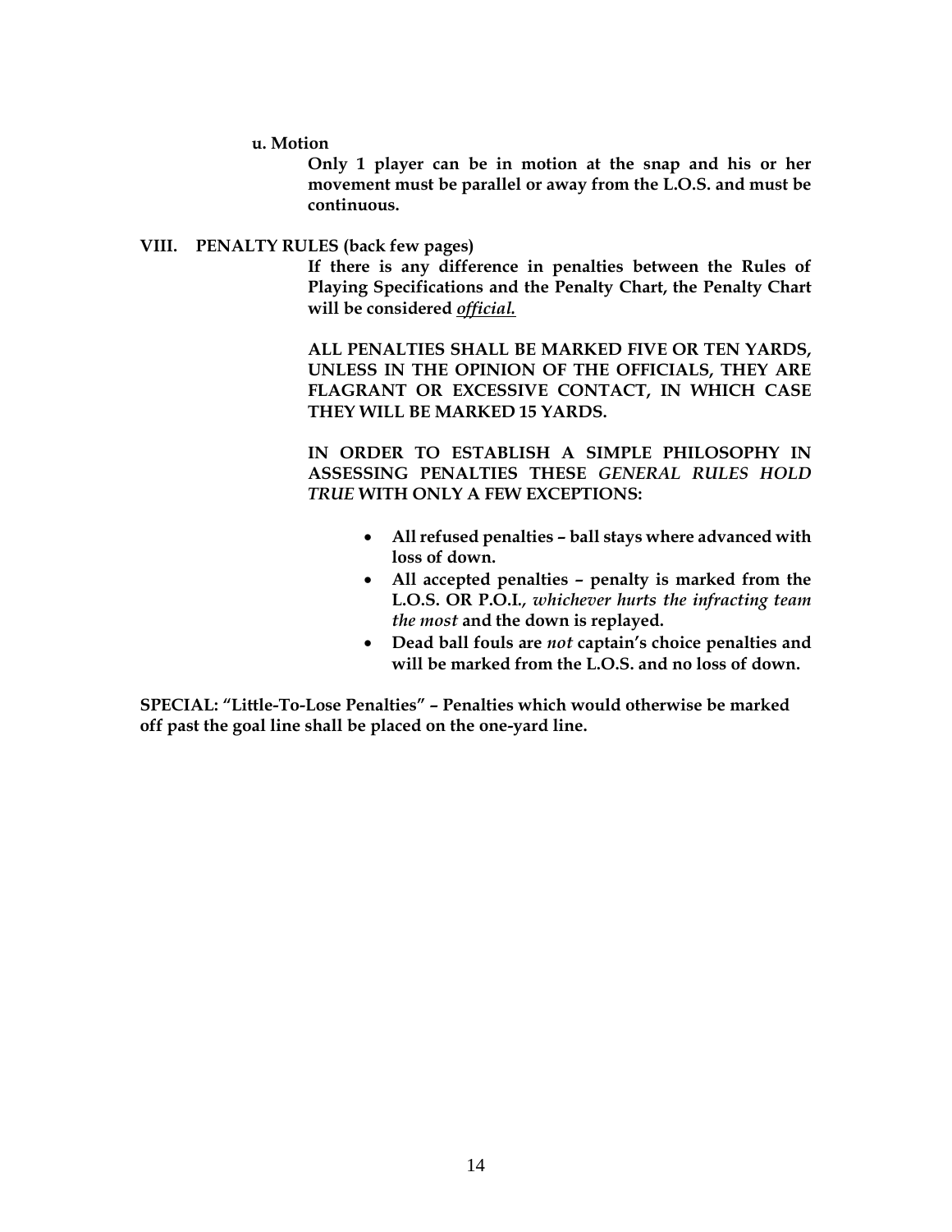**u. Motion**

**Only 1 player can be in motion at the snap and his or her movement must be parallel or away from the L.O.S. and must be continuous.**

## VIII. PENALTY RULES (back few pages)

**If there is any difference in penalties between the Rules of Playing Specifications and the Penalty Chart, the Penalty Chart will be considered *official.***

**ALL PENALTIES SHALL BE MARKED FIVE OR TEN YARDS, UNLESS IN THE OPINION OF THE OFFICIALS, THEY ARE FLAGRANT OR EXCESSIVE CONTACT, IN WHICH CASE THEY WILL BE MARKED 15 YARDS.**

**IN ORDER TO ESTABLISH A SIMPLE PHILOSOPHY IN ASSESSING PENALTIES THESE *GENERAL RULES HOLD TRUE* WITH ONLY A FEW EXCEPTIONS:**

- **All refused penalties – ball stays where advanced with loss of down.**
- **All accepted penalties – penalty is marked from the L.O.S. OR P.O.I., *whichever hurts the infracting team the most* and the down is replayed.**
- **Dead ball fouls are *not* captain's choice penalties and will be marked from the L.O.S. and no loss of down.**

**SPECIAL: "Little-To-Lose Penalties" – Penalties which would otherwise be marked off past the goal line shall be placed on the one-yard line.**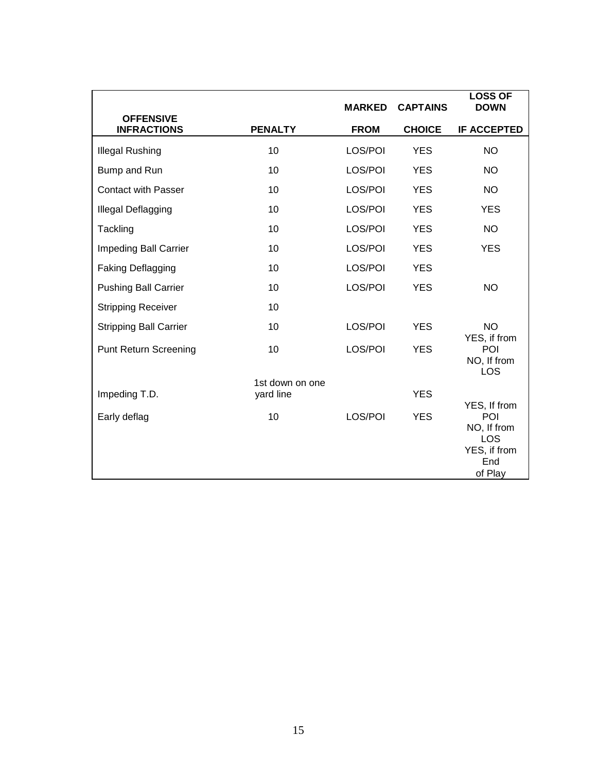| OFFENSIVE INFRACTIONS | PENALTY | MARKED FROM | CAPTAINS CHOICE | LOSS OF DOWN IF ACCEPTED |
|---|---|---|---|---|
| Illegal Rushing | 10 | LOS/POI | YES | NO |
| Bump and Run | 10 | LOS/POI | YES | NO |
| Contact with Passer | 10 | LOS/POI | YES | NO |
| Illegal Deflagging | 10 | LOS/POI | YES | YES |
| Tackling | 10 | LOS/POI | YES | NO |
| Impeding Ball Carrier | 10 | LOS/POI | YES | YES |
| Faking Deflagging | 10 | LOS/POI | YES | |
| Pushing Ball Carrier | 10 | LOS/POI | YES | NO |
| Stripping Receiver | 10 | | | |
| Stripping Ball Carrier | 10 | LOS/POI | YES | NO |
| Punt Return Screening | 10 | LOS/POI | YES | YES, if from POI NO, If from LOS |
| Impeding T.D. | 1st down on one yard line | | YES | |
| Early deflag | 10 | LOS/POI | YES | YES, If from POI NO, If from LOS YES, if from End of Play |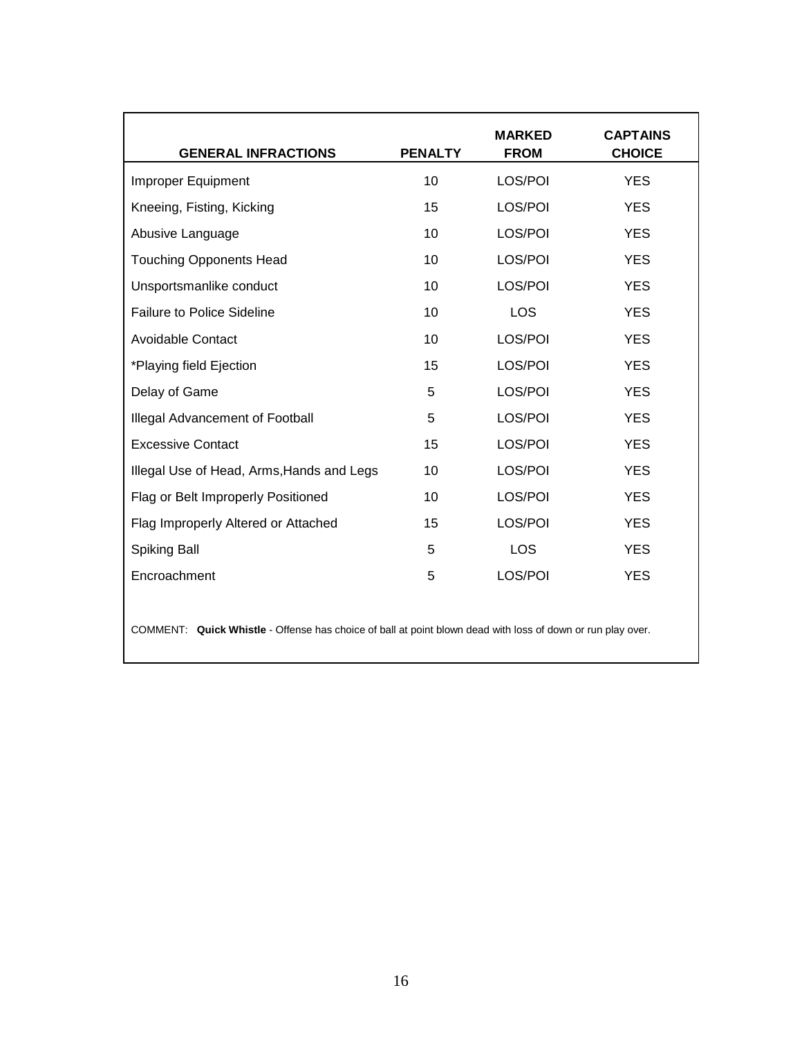| GENERAL INFRACTIONS | PENALTY | MARKED FROM | CAPTAINS CHOICE |
|---|---|---|---|
| Improper Equipment | 10 | LOS/POI | YES |
| Kneeing, Fisting, Kicking | 15 | LOS/POI | YES |
| Abusive Language | 10 | LOS/POI | YES |
| Touching Opponents Head | 10 | LOS/POI | YES |
| Unsportsmanlike conduct | 10 | LOS/POI | YES |
| Failure to Police Sideline | 10 | LOS | YES |
| Avoidable Contact | 10 | LOS/POI | YES |
| *Playing field Ejection | 15 | LOS/POI | YES |
| Delay of Game | 5 | LOS/POI | YES |
| Illegal Advancement of Football | 5 | LOS/POI | YES |
| Excessive Contact | 15 | LOS/POI | YES |
| Illegal Use of Head, Arms,Hands and Legs | 10 | LOS/POI | YES |
| Flag or Belt Improperly Positioned | 10 | LOS/POI | YES |
| Flag Improperly Altered or Attached | 15 | LOS/POI | YES |
| Spiking Ball | 5 | LOS | YES |
| Encroachment | 5 | LOS/POI | YES |

COMMENT: **Quick Whistle** - Offense has choice of ball at point blown dead with loss of down or run play over.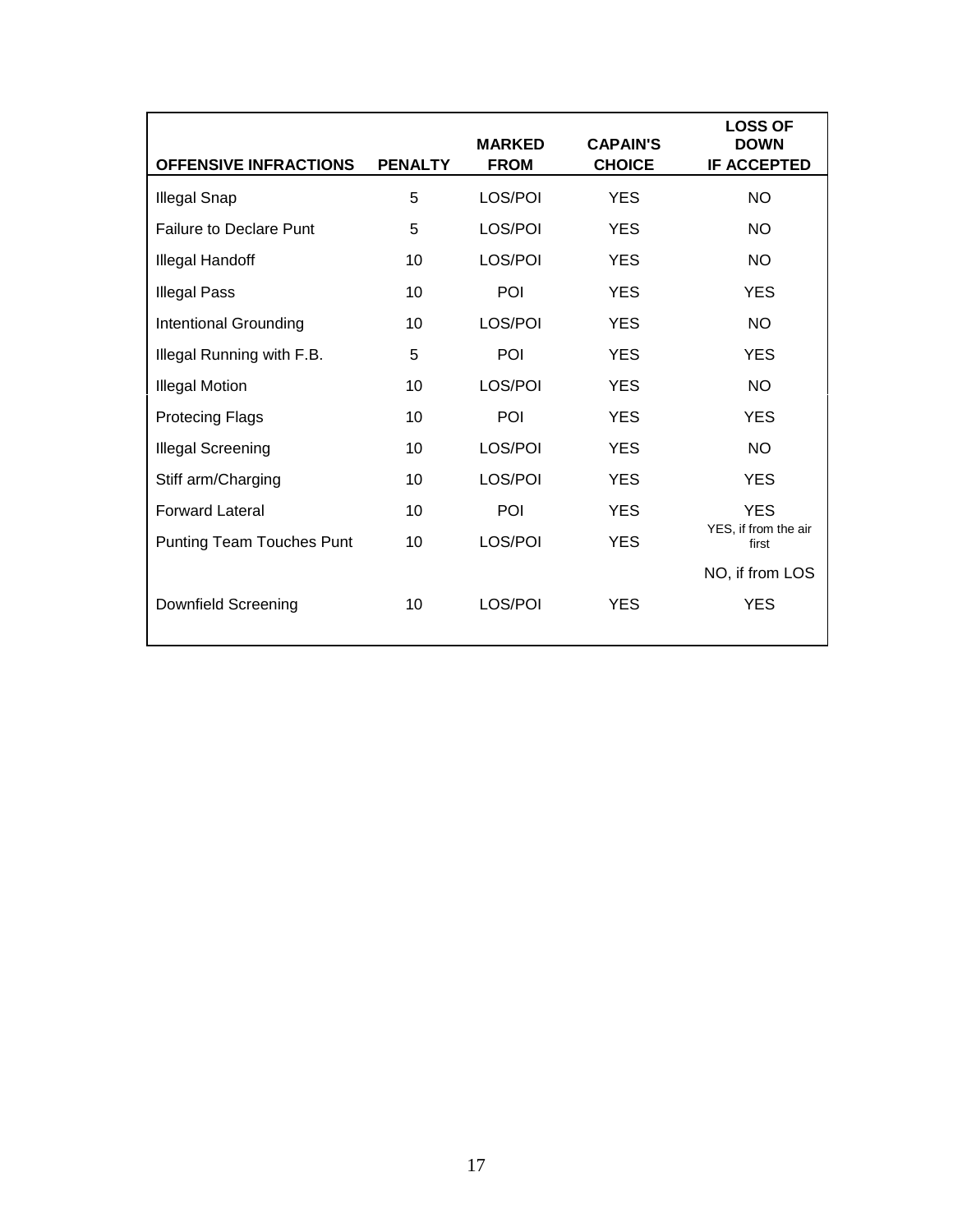| OFFENSIVE INFRACTIONS | PENALTY | MARKED FROM | CAPAIN'S CHOICE | LOSS OF DOWN IF ACCEPTED |
|---|---|---|---|---|
| Illegal Snap | 5 | LOS/POI | YES | NO |
| Failure to Declare Punt | 5 | LOS/POI | YES | NO |
| Illegal Handoff | 10 | LOS/POI | YES | NO |
| Illegal Pass | 10 | POI | YES | YES |
| Intentional Grounding | 10 | LOS/POI | YES | NO |
| Illegal Running with F.B. | 5 | POI | YES | YES |
| Illegal Motion | 10 | LOS/POI | YES | NO |
| Protecing Flags | 10 | POI | YES | YES |
| Illegal Screening | 10 | LOS/POI | YES | NO |
| Stiff arm/Charging | 10 | LOS/POI | YES | YES |
| Forward Lateral | 10 | POI | YES | YES |
| Punting Team Touches Punt | 10 | LOS/POI | YES | YES, if from the air first |
| | | | | NO, if from LOS |
| Downfield Screening | 10 | LOS/POI | YES | YES |